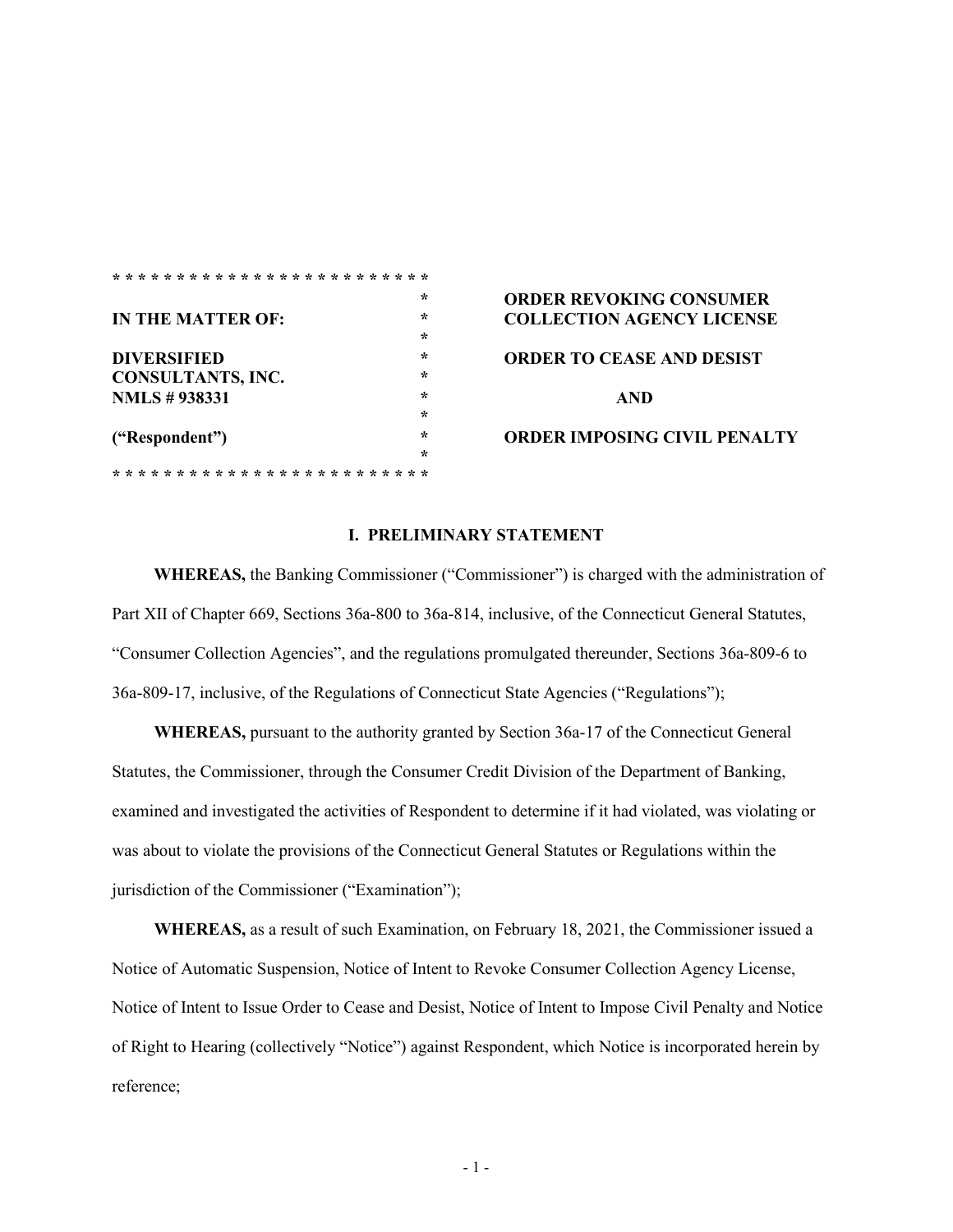| IN THE MATTER OF: | ORDER REVOKING CONSUMER COLLECTION AGENCY LICENSE |
| --- | --- |
| DIVERSIFIED CONSULTANTS, INC. NMLS # 938331 | ORDER TO CEASE AND DESIST |
| | AND |
| ("Respondent") | ORDER IMPOSING CIVIL PENALTY |

## I. PRELIMINARY STATEMENT

**WHEREAS,** the Banking Commissioner ("Commissioner") is charged with the administration of Part XII of Chapter 669, Sections 36a-800 to 36a-814, inclusive, of the Connecticut General Statutes, "Consumer Collection Agencies", and the regulations promulgated thereunder, Sections 36a-809-6 to 36a-809-17, inclusive, of the Regulations of Connecticut State Agencies ("Regulations");

**WHEREAS,** pursuant to the authority granted by Section 36a-17 of the Connecticut General Statutes, the Commissioner, through the Consumer Credit Division of the Department of Banking, examined and investigated the activities of Respondent to determine if it had violated, was violating or was about to violate the provisions of the Connecticut General Statutes or Regulations within the jurisdiction of the Commissioner ("Examination");

**WHEREAS,** as a result of such Examination, on February 18, 2021, the Commissioner issued a Notice of Automatic Suspension, Notice of Intent to Revoke Consumer Collection Agency License, Notice of Intent to Issue Order to Cease and Desist, Notice of Intent to Impose Civil Penalty and Notice of Right to Hearing (collectively "Notice") against Respondent, which Notice is incorporated herein by reference;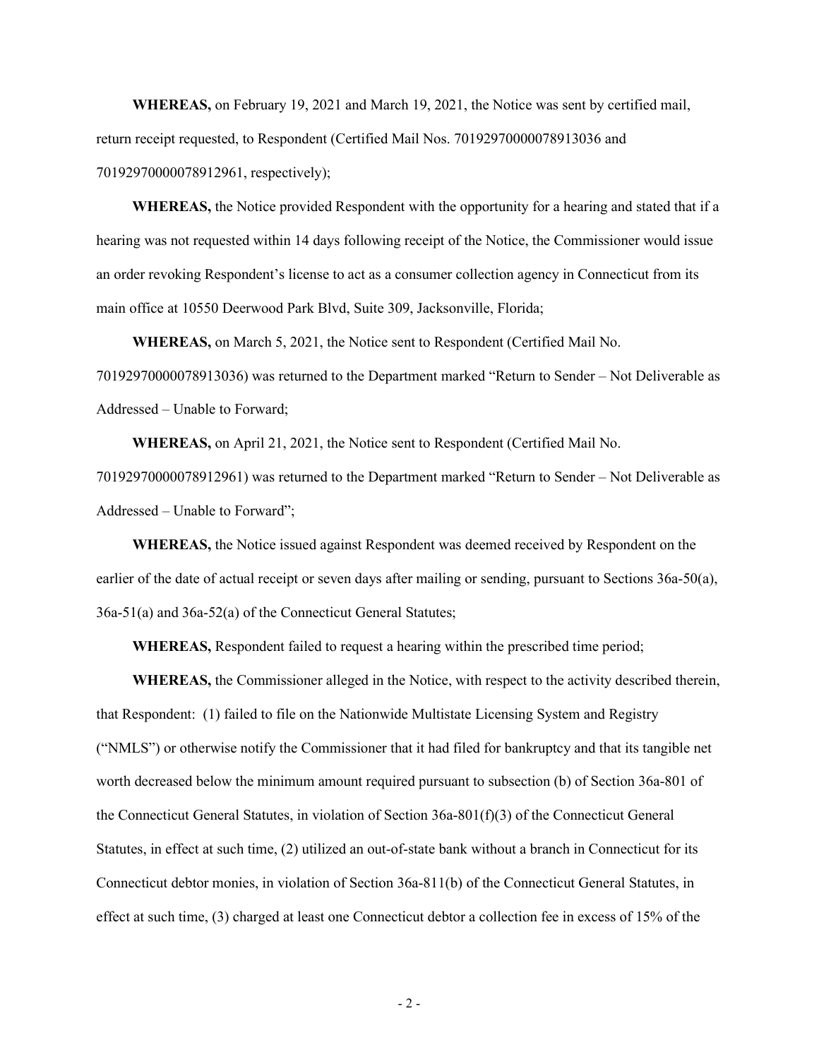**WHEREAS,** on February 19, 2021 and March 19, 2021, the Notice was sent by certified mail, return receipt requested, to Respondent (Certified Mail Nos. 70192970000078913036 and 70192970000078912961, respectively);

**WHEREAS,** the Notice provided Respondent with the opportunity for a hearing and stated that if a hearing was not requested within 14 days following receipt of the Notice, the Commissioner would issue an order revoking Respondent's license to act as a consumer collection agency in Connecticut from its main office at 10550 Deerwood Park Blvd, Suite 309, Jacksonville, Florida;

**WHEREAS,** on March 5, 2021, the Notice sent to Respondent (Certified Mail No. 70192970000078913036) was returned to the Department marked "Return to Sender – Not Deliverable as Addressed – Unable to Forward;

**WHEREAS,** on April 21, 2021, the Notice sent to Respondent (Certified Mail No. 70192970000078912961) was returned to the Department marked "Return to Sender – Not Deliverable as Addressed – Unable to Forward";

**WHEREAS,** the Notice issued against Respondent was deemed received by Respondent on the earlier of the date of actual receipt or seven days after mailing or sending, pursuant to Sections 36a-50(a), 36a-51(a) and 36a-52(a) of the Connecticut General Statutes;

**WHEREAS,** Respondent failed to request a hearing within the prescribed time period;

**WHEREAS,** the Commissioner alleged in the Notice, with respect to the activity described therein, that Respondent: (1) failed to file on the Nationwide Multistate Licensing System and Registry ("NMLS") or otherwise notify the Commissioner that it had filed for bankruptcy and that its tangible net worth decreased below the minimum amount required pursuant to subsection (b) of Section 36a-801 of the Connecticut General Statutes, in violation of Section 36a-801(f)(3) of the Connecticut General Statutes, in effect at such time, (2) utilized an out-of-state bank without a branch in Connecticut for its Connecticut debtor monies, in violation of Section 36a-811(b) of the Connecticut General Statutes, in effect at such time, (3) charged at least one Connecticut debtor a collection fee in excess of 15% of the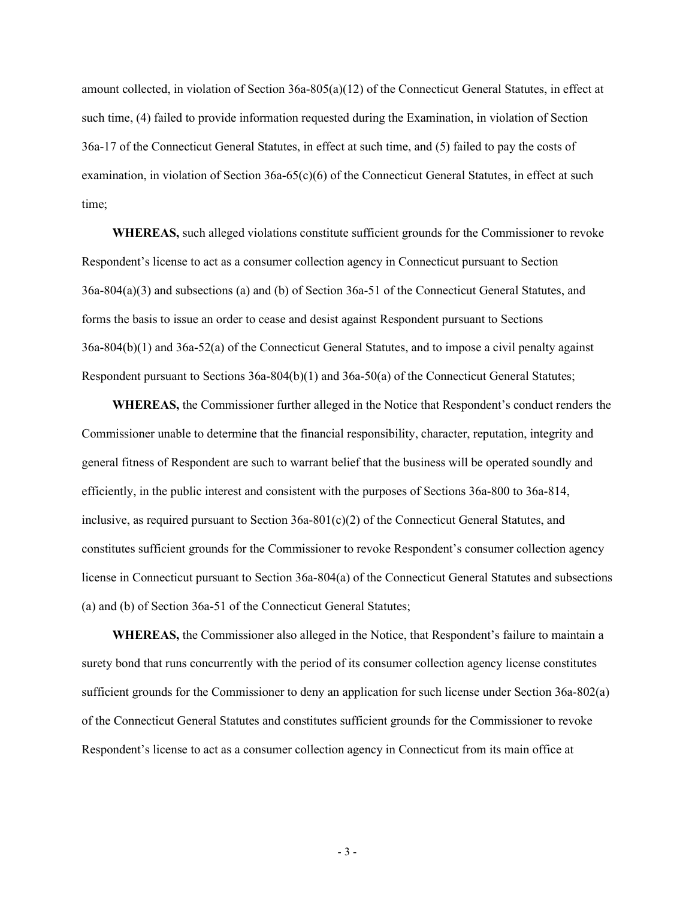amount collected, in violation of Section 36a-805(a)(12) of the Connecticut General Statutes, in effect at such time, (4) failed to provide information requested during the Examination, in violation of Section 36a-17 of the Connecticut General Statutes, in effect at such time, and (5) failed to pay the costs of examination, in violation of Section 36a-65(c)(6) of the Connecticut General Statutes, in effect at such time;

**WHEREAS,** such alleged violations constitute sufficient grounds for the Commissioner to revoke Respondent's license to act as a consumer collection agency in Connecticut pursuant to Section 36a-804(a)(3) and subsections (a) and (b) of Section 36a-51 of the Connecticut General Statutes, and forms the basis to issue an order to cease and desist against Respondent pursuant to Sections 36a-804(b)(1) and 36a-52(a) of the Connecticut General Statutes, and to impose a civil penalty against Respondent pursuant to Sections 36a-804(b)(1) and 36a-50(a) of the Connecticut General Statutes;

**WHEREAS,** the Commissioner further alleged in the Notice that Respondent's conduct renders the Commissioner unable to determine that the financial responsibility, character, reputation, integrity and general fitness of Respondent are such to warrant belief that the business will be operated soundly and efficiently, in the public interest and consistent with the purposes of Sections 36a-800 to 36a-814, inclusive, as required pursuant to Section 36a-801(c)(2) of the Connecticut General Statutes, and constitutes sufficient grounds for the Commissioner to revoke Respondent's consumer collection agency license in Connecticut pursuant to Section 36a-804(a) of the Connecticut General Statutes and subsections (a) and (b) of Section 36a-51 of the Connecticut General Statutes;

**WHEREAS,** the Commissioner also alleged in the Notice, that Respondent's failure to maintain a surety bond that runs concurrently with the period of its consumer collection agency license constitutes sufficient grounds for the Commissioner to deny an application for such license under Section 36a-802(a) of the Connecticut General Statutes and constitutes sufficient grounds for the Commissioner to revoke Respondent's license to act as a consumer collection agency in Connecticut from its main office at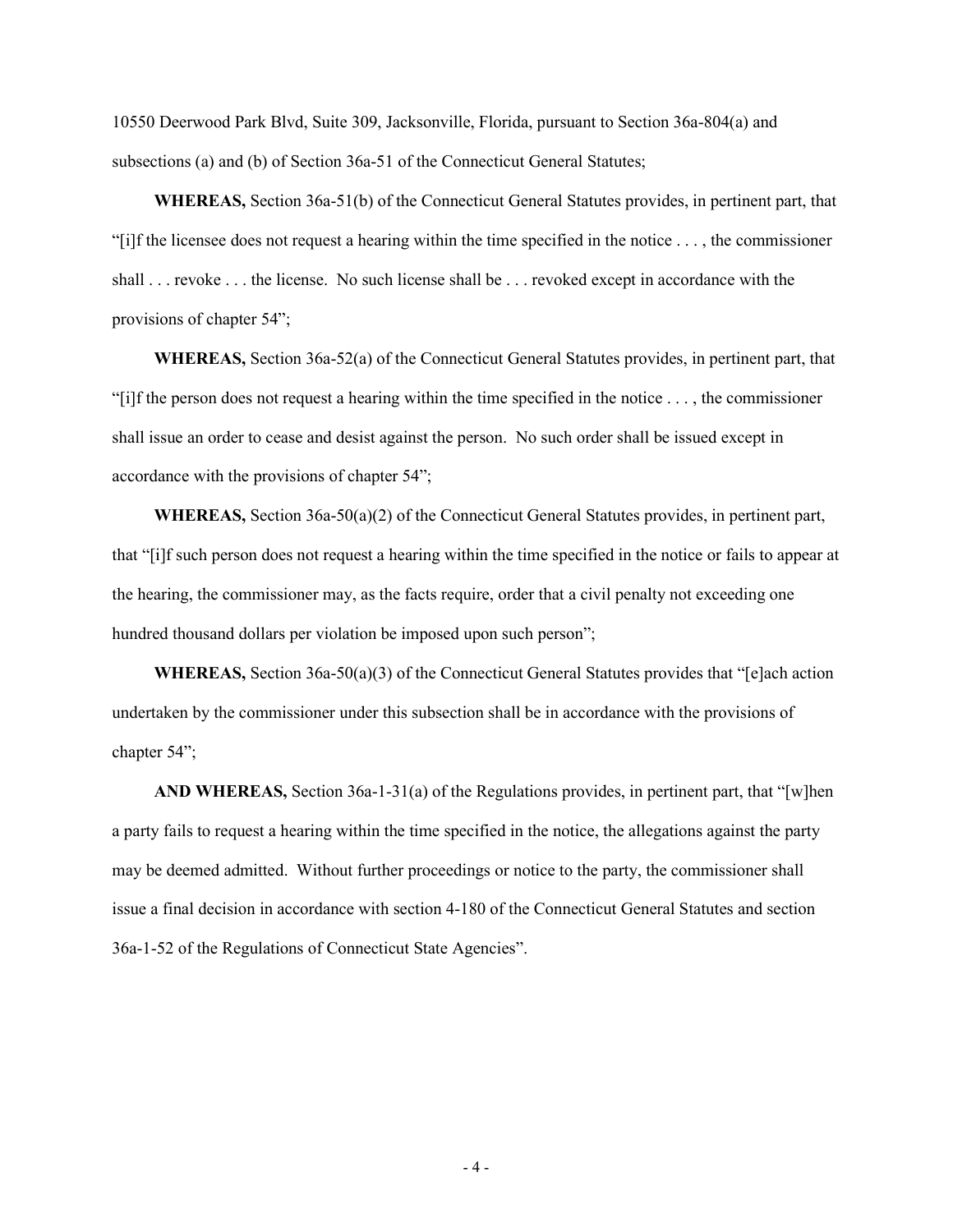10550 Deerwood Park Blvd, Suite 309, Jacksonville, Florida, pursuant to Section 36a-804(a) and subsections (a) and (b) of Section 36a-51 of the Connecticut General Statutes;

**WHEREAS,** Section 36a-51(b) of the Connecticut General Statutes provides, in pertinent part, that "[i]f the licensee does not request a hearing within the time specified in the notice . . . , the commissioner shall . . . revoke . . . the license. No such license shall be . . . revoked except in accordance with the provisions of chapter 54";

**WHEREAS,** Section 36a-52(a) of the Connecticut General Statutes provides, in pertinent part, that "[i]f the person does not request a hearing within the time specified in the notice . . . , the commissioner shall issue an order to cease and desist against the person. No such order shall be issued except in accordance with the provisions of chapter 54";

**WHEREAS,** Section 36a-50(a)(2) of the Connecticut General Statutes provides, in pertinent part, that "[i]f such person does not request a hearing within the time specified in the notice or fails to appear at the hearing, the commissioner may, as the facts require, order that a civil penalty not exceeding one hundred thousand dollars per violation be imposed upon such person";

**WHEREAS,** Section 36a-50(a)(3) of the Connecticut General Statutes provides that "[e]ach action undertaken by the commissioner under this subsection shall be in accordance with the provisions of chapter 54";

**AND WHEREAS,** Section 36a-1-31(a) of the Regulations provides, in pertinent part, that "[w]hen a party fails to request a hearing within the time specified in the notice, the allegations against the party may be deemed admitted. Without further proceedings or notice to the party, the commissioner shall issue a final decision in accordance with section 4-180 of the Connecticut General Statutes and section 36a-1-52 of the Regulations of Connecticut State Agencies".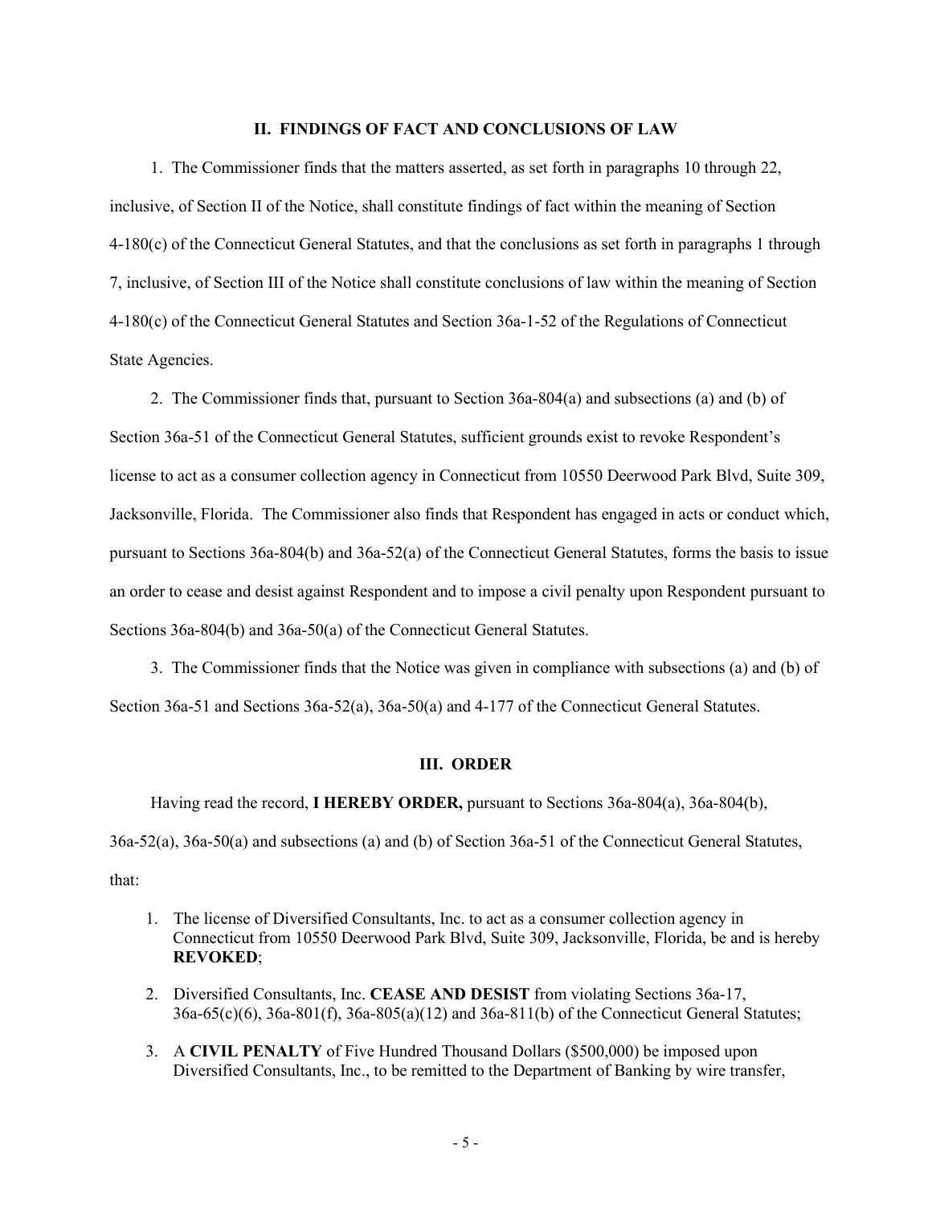## II. FINDINGS OF FACT AND CONCLUSIONS OF LAW

1. The Commissioner finds that the matters asserted, as set forth in paragraphs 10 through 22, inclusive, of Section II of the Notice, shall constitute findings of fact within the meaning of Section 4-180(c) of the Connecticut General Statutes, and that the conclusions as set forth in paragraphs 1 through 7, inclusive, of Section III of the Notice shall constitute conclusions of law within the meaning of Section 4-180(c) of the Connecticut General Statutes and Section 36a-1-52 of the Regulations of Connecticut State Agencies.

2. The Commissioner finds that, pursuant to Section 36a-804(a) and subsections (a) and (b) of Section 36a-51 of the Connecticut General Statutes, sufficient grounds exist to revoke Respondent's license to act as a consumer collection agency in Connecticut from 10550 Deerwood Park Blvd, Suite 309, Jacksonville, Florida. The Commissioner also finds that Respondent has engaged in acts or conduct which, pursuant to Sections 36a-804(b) and 36a-52(a) of the Connecticut General Statutes, forms the basis to issue an order to cease and desist against Respondent and to impose a civil penalty upon Respondent pursuant to Sections 36a-804(b) and 36a-50(a) of the Connecticut General Statutes.

3. The Commissioner finds that the Notice was given in compliance with subsections (a) and (b) of Section 36a-51 and Sections 36a-52(a), 36a-50(a) and 4-177 of the Connecticut General Statutes.

## III. ORDER

Having read the record, **I HEREBY ORDER,** pursuant to Sections 36a-804(a), 36a-804(b), 36a-52(a), 36a-50(a) and subsections (a) and (b) of Section 36a-51 of the Connecticut General Statutes, that:

1. The license of Diversified Consultants, Inc. to act as a consumer collection agency in Connecticut from 10550 Deerwood Park Blvd, Suite 309, Jacksonville, Florida, be and is hereby **REVOKED**;
2. Diversified Consultants, Inc. **CEASE AND DESIST** from violating Sections 36a-17, 36a-65(c)(6), 36a-801(f), 36a-805(a)(12) and 36a-811(b) of the Connecticut General Statutes;
3. A **CIVIL PENALTY** of Five Hundred Thousand Dollars ($500,000) be imposed upon Diversified Consultants, Inc., to be remitted to the Department of Banking by wire transfer,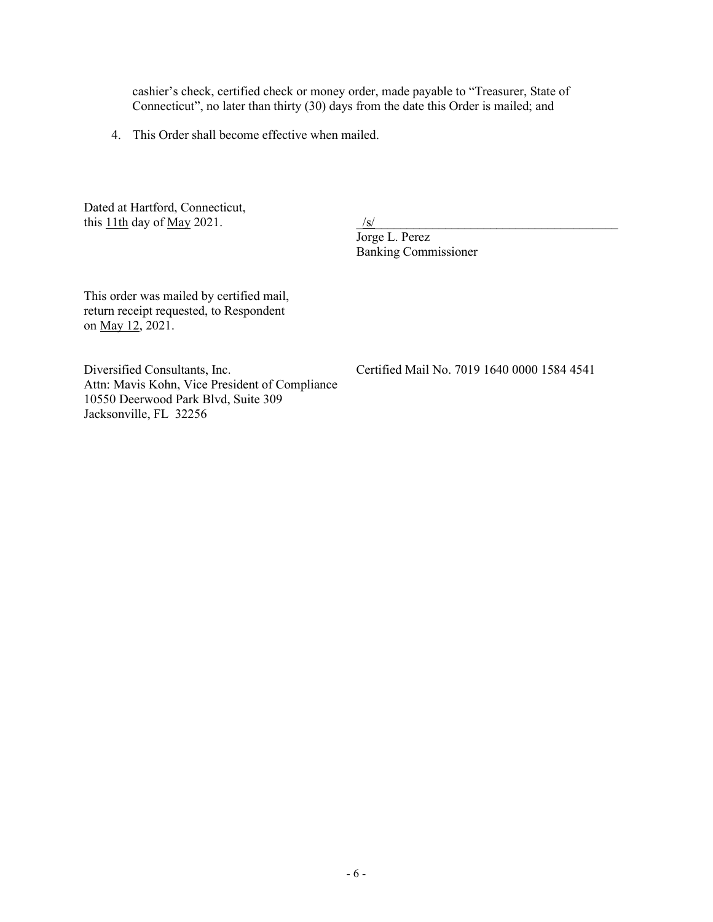cashier's check, certified check or money order, made payable to "Treasurer, State of Connecticut", no later than thirty (30) days from the date this Order is mailed; and

4. This Order shall become effective when mailed.

Dated at Hartford, Connecticut,
this 11th day of May 2021.

/s/
Jorge L. Perez
Banking Commissioner

This order was mailed by certified mail, return receipt requested, to Respondent on May 12, 2021.

Diversified Consultants, Inc.
Attn: Mavis Kohn, Vice President of Compliance
10550 Deerwood Park Blvd, Suite 309
Jacksonville, FL 32256

Certified Mail No. 7019 1640 0000 1584 4541